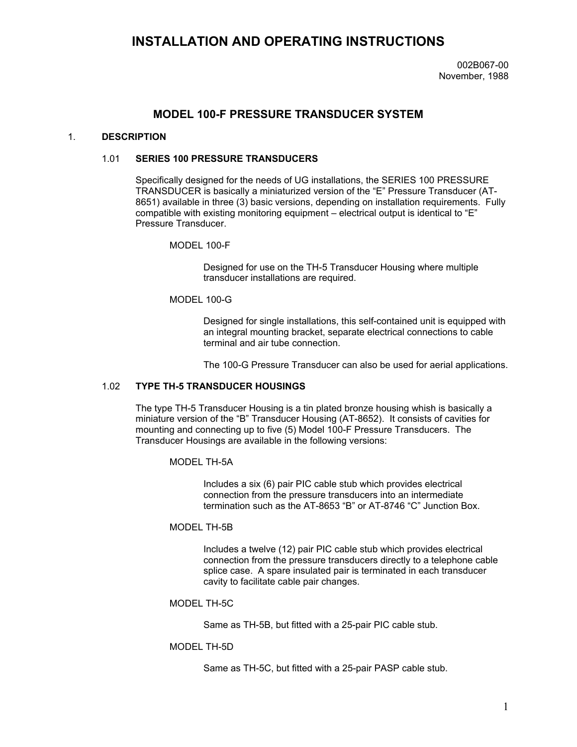# INSTALLATION AND OPERATING INSTRUCTIONS

002B067-00
November, 1988

## MODEL 100-F PRESSURE TRANSDUCER SYSTEM

### 1. DESCRIPTION

#### 1.01 SERIES 100 PRESSURE TRANSDUCERS

Specifically designed for the needs of UG installations, the SERIES 100 PRESSURE TRANSDUCER is basically a miniaturized version of the "E" Pressure Transducer (AT-8651) available in three (3) basic versions, depending on installation requirements. Fully compatible with existing monitoring equipment – electrical output is identical to "E" Pressure Transducer.

MODEL 100-F

Designed for use on the TH-5 Transducer Housing where multiple transducer installations are required.

MODEL 100-G

Designed for single installations, this self-contained unit is equipped with an integral mounting bracket, separate electrical connections to cable terminal and air tube connection.

The 100-G Pressure Transducer can also be used for aerial applications.

#### 1.02 TYPE TH-5 TRANSDUCER HOUSINGS

The type TH-5 Transducer Housing is a tin plated bronze housing whish is basically a miniature version of the "B" Transducer Housing (AT-8652). It consists of cavities for mounting and connecting up to five (5) Model 100-F Pressure Transducers. The Transducer Housings are available in the following versions:

MODEL TH-5A

Includes a six (6) pair PIC cable stub which provides electrical connection from the pressure transducers into an intermediate termination such as the AT-8653 "B" or AT-8746 "C" Junction Box.

MODEL TH-5B

Includes a twelve (12) pair PIC cable stub which provides electrical connection from the pressure transducers directly to a telephone cable splice case. A spare insulated pair is terminated in each transducer cavity to facilitate cable pair changes.

MODEL TH-5C

Same as TH-5B, but fitted with a 25-pair PIC cable stub.

MODEL TH-5D

Same as TH-5C, but fitted with a 25-pair PASP cable stub.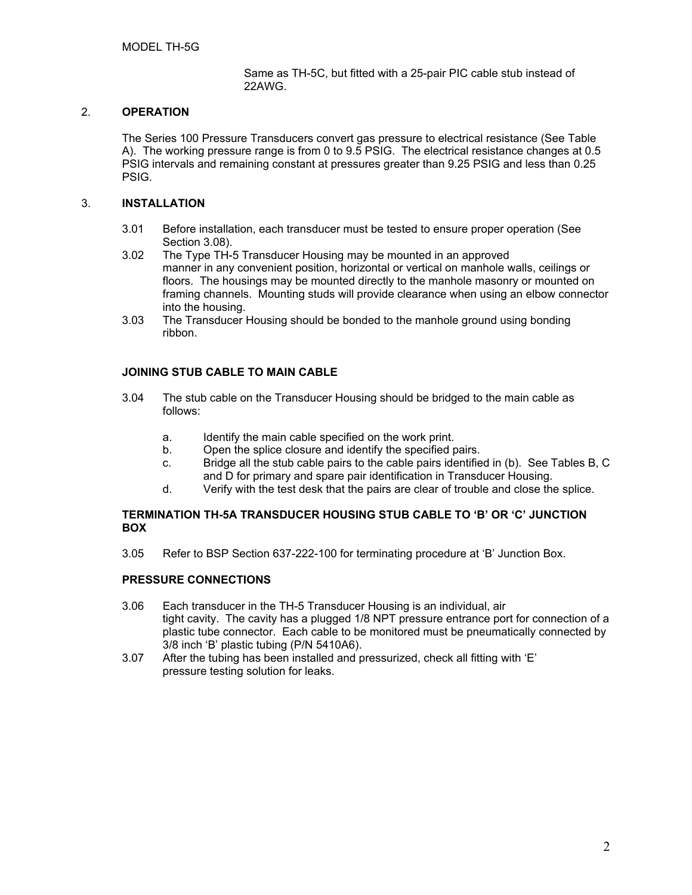MODEL TH-5G

Same as TH-5C, but fitted with a 25-pair PIC cable stub instead of 22AWG.

## 2. OPERATION

The Series 100 Pressure Transducers convert gas pressure to electrical resistance (See Table A). The working pressure range is from 0 to 9.5 PSIG. The electrical resistance changes at 0.5 PSIG intervals and remaining constant at pressures greater than 9.25 PSIG and less than 0.25 PSIG.

## 3. INSTALLATION

3.01 Before installation, each transducer must be tested to ensure proper operation (See Section 3.08).

3.02 The Type TH-5 Transducer Housing may be mounted in an approved manner in any convenient position, horizontal or vertical on manhole walls, ceilings or floors. The housings may be mounted directly to the manhole masonry or mounted on framing channels. Mounting studs will provide clearance when using an elbow connector into the housing.

3.03 The Transducer Housing should be bonded to the manhole ground using bonding ribbon.

### JOINING STUB CABLE TO MAIN CABLE

3.04 The stub cable on the Transducer Housing should be bridged to the main cable as follows:

- a. Identify the main cable specified on the work print.
- b. Open the splice closure and identify the specified pairs.
- c. Bridge all the stub cable pairs to the cable pairs identified in (b). See Tables B, C and D for primary and spare pair identification in Transducer Housing.
- d. Verify with the test desk that the pairs are clear of trouble and close the splice.

### TERMINATION TH-5A TRANSDUCER HOUSING STUB CABLE TO 'B' OR 'C' JUNCTION BOX

3.05 Refer to BSP Section 637-222-100 for terminating procedure at 'B' Junction Box.

### PRESSURE CONNECTIONS

3.06 Each transducer in the TH-5 Transducer Housing is an individual, air tight cavity. The cavity has a plugged 1/8 NPT pressure entrance port for connection of a plastic tube connector. Each cable to be monitored must be pneumatically connected by 3/8 inch 'B' plastic tubing (P/N 5410A6).

3.07 After the tubing has been installed and pressurized, check all fitting with 'E' pressure testing solution for leaks.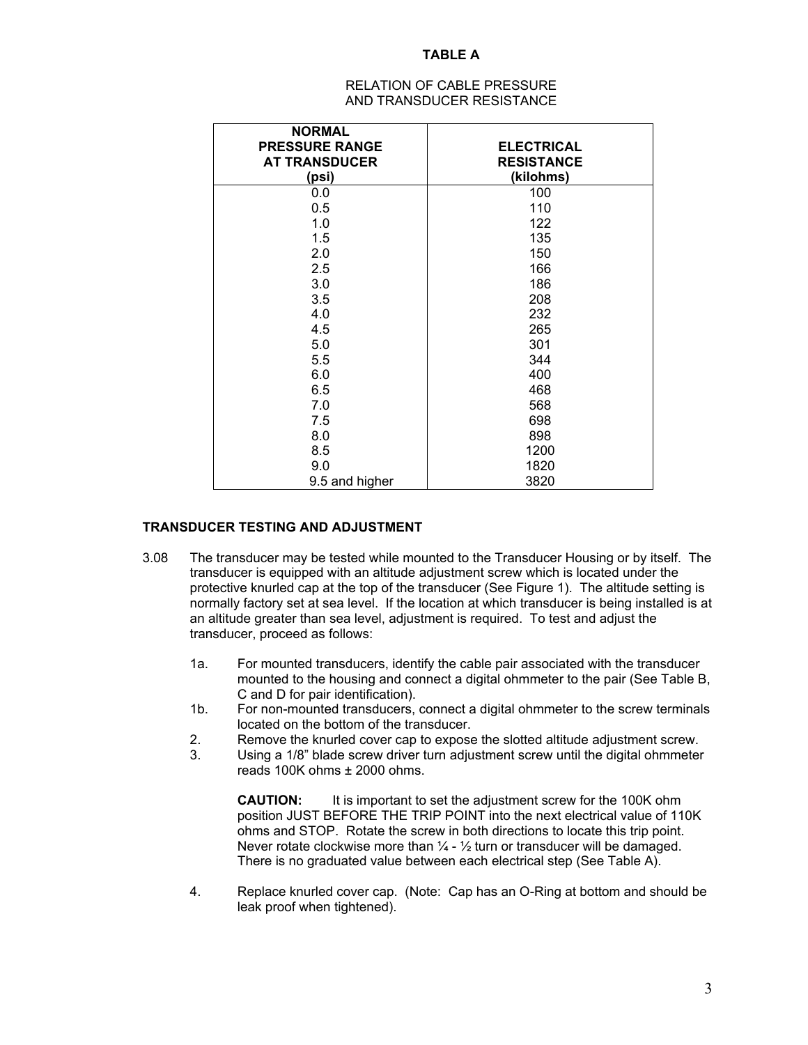**TABLE A**

RELATION OF CABLE PRESSURE
AND TRANSDUCER RESISTANCE

| NORMAL PRESSURE RANGE AT TRANSDUCER (psi) | ELECTRICAL RESISTANCE (kilohms) |
|---|---|
| 0.0 | 100 |
| 0.5 | 110 |
| 1.0 | 122 |
| 1.5 | 135 |
| 2.0 | 150 |
| 2.5 | 166 |
| 3.0 | 186 |
| 3.5 | 208 |
| 4.0 | 232 |
| 4.5 | 265 |
| 5.0 | 301 |
| 5.5 | 344 |
| 6.0 | 400 |
| 6.5 | 468 |
| 7.0 | 568 |
| 7.5 | 698 |
| 8.0 | 898 |
| 8.5 | 1200 |
| 9.0 | 1820 |
| 9.5 and higher | 3820 |

**TRANSDUCER TESTING AND ADJUSTMENT**

3.08 The transducer may be tested while mounted to the Transducer Housing or by itself. The transducer is equipped with an altitude adjustment screw which is located under the protective knurled cap at the top of the transducer (See Figure 1). The altitude setting is normally factory set at sea level. If the location at which transducer is being installed is at an altitude greater than sea level, adjustment is required. To test and adjust the transducer, proceed as follows:

1a. For mounted transducers, identify the cable pair associated with the transducer mounted to the housing and connect a digital ohmmeter to the pair (See Table B, C and D for pair identification).

1b. For non-mounted transducers, connect a digital ohmmeter to the screw terminals located on the bottom of the transducer.

2. Remove the knurled cover cap to expose the slotted altitude adjustment screw.

3. Using a 1/8" blade screw driver turn adjustment screw until the digital ohmmeter reads 100K ohms ± 2000 ohms.

   **CAUTION:** It is important to set the adjustment screw for the 100K ohm position JUST BEFORE THE TRIP POINT into the next electrical value of 110K ohms and STOP. Rotate the screw in both directions to locate this trip point. Never rotate clockwise more than ¼ - ½ turn or transducer will be damaged. There is no graduated value between each electrical step (See Table A).

4. Replace knurled cover cap. (Note: Cap has an O-Ring at bottom and should be leak proof when tightened).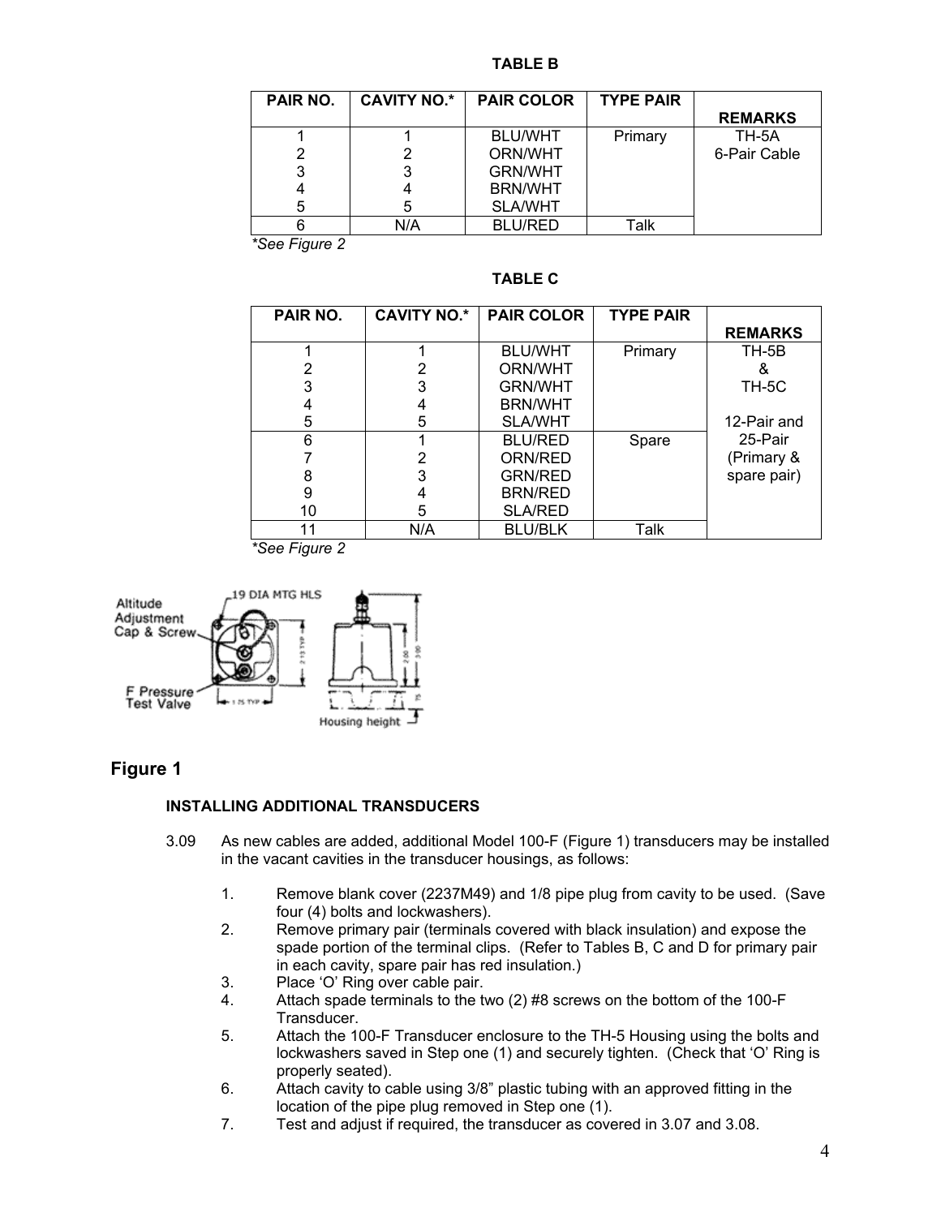**TABLE B**

| PAIR NO. | CAVITY NO.* | PAIR COLOR | TYPE PAIR | REMARKS |
|---|---|---|---|---|
| 1 | 1 | BLU/WHT | Primary | TH-5A |
| 2 | 2 | ORN/WHT | | 6-Pair Cable |
| 3 | 3 | GRN/WHT | | |
| 4 | 4 | BRN/WHT | | |
| 5 | 5 | SLA/WHT | | |
| 6 | N/A | BLU/RED | Talk | |

*See Figure 2

**TABLE C**

| PAIR NO. | CAVITY NO.* | PAIR COLOR | TYPE PAIR | REMARKS |
|---|---|---|---|---|
| 1 | 1 | BLU/WHT | Primary | TH-5B |
| 2 | 2 | ORN/WHT | | & |
| 3 | 3 | GRN/WHT | | TH-5C |
| 4 | 4 | BRN/WHT | | |
| 5 | 5 | SLA/WHT | | 12-Pair and |
| 6 | 1 | BLU/RED | Spare | 25-Pair |
| 7 | 2 | ORN/RED | | (Primary & |
| 8 | 3 | GRN/RED | | spare pair) |
| 9 | 4 | BRN/RED | | |
| 10 | 5 | SLA/RED | | |
| 11 | N/A | BLU/BLK | Talk | |

*See Figure 2

Altitude Adjustment Cap & Screw

19 DIA MTG HLS

F Pressure Test Valve

Housing height

## Figure 1

### INSTALLING ADDITIONAL TRANSDUCERS

3.09 As new cables are added, additional Model 100-F (Figure 1) transducers may be installed in the vacant cavities in the transducer housings, as follows:

1. Remove blank cover (2237M49) and 1/8 pipe plug from cavity to be used. (Save four (4) bolts and lockwashers).
2. Remove primary pair (terminals covered with black insulation) and expose the spade portion of the terminal clips. (Refer to Tables B, C and D for primary pair in each cavity, spare pair has red insulation.)
3. Place 'O' Ring over cable pair.
4. Attach spade terminals to the two (2) #8 screws on the bottom of the 100-F Transducer.
5. Attach the 100-F Transducer enclosure to the TH-5 Housing using the bolts and lockwashers saved in Step one (1) and securely tighten. (Check that 'O' Ring is properly seated).
6. Attach cavity to cable using 3/8" plastic tubing with an approved fitting in the location of the pipe plug removed in Step one (1).
7. Test and adjust if required, the transducer as covered in 3.07 and 3.08.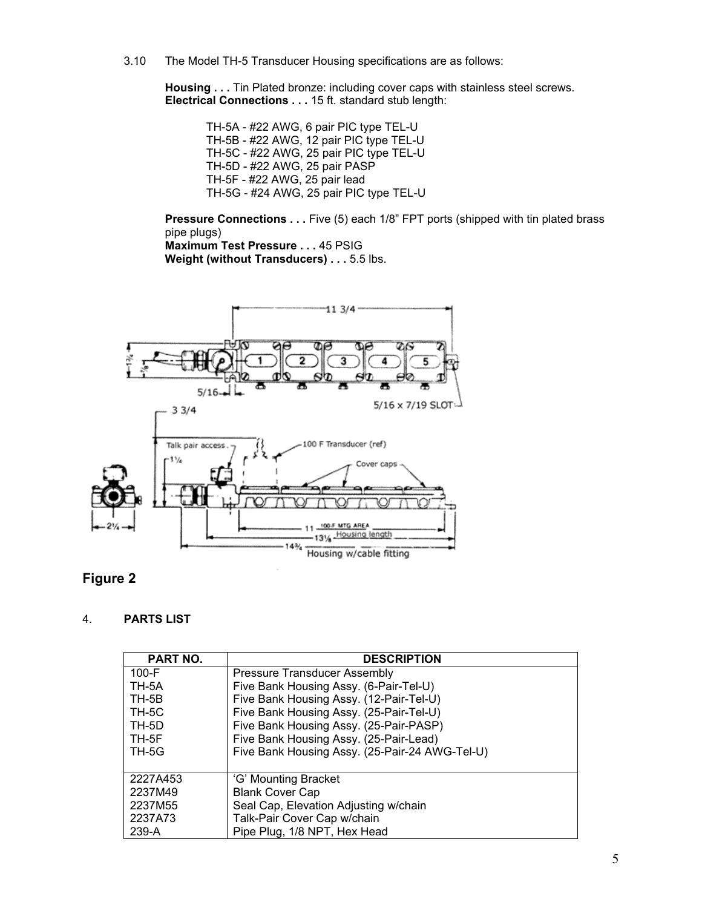3.10 The Model TH-5 Transducer Housing specifications are as follows:

**Housing . . .** Tin Plated bronze: including cover caps with stainless steel screws.
**Electrical Connections . . .** 15 ft. standard stub length:

TH-5A - #22 AWG, 6 pair PIC type TEL-U
TH-5B - #22 AWG, 12 pair PIC type TEL-U
TH-5C - #22 AWG, 25 pair PIC type TEL-U
TH-5D - #22 AWG, 25 pair PASP
TH-5F - #22 AWG, 25 pair lead
TH-5G - #24 AWG, 25 pair PIC type TEL-U

**Pressure Connections . . .** Five (5) each 1/8" FPT ports (shipped with tin plated brass pipe plugs)
**Maximum Test Pressure . . .** 45 PSIG
**Weight (without Transducers) . . .** 5.5 lbs.

11 3/4
1 3/4
7/8
1 2 3 4 5
5/16
5/16 x 7/19 SLOT
3 3/4
Talk pair access
100 F Transducer (ref)
Cover caps
1 1/4
2 1/4
11 100-F MTG AREA
13 1/8 Housing length
14 3/4 Housing w/cable fitting

## Figure 2

4. **PARTS LIST**

| PART NO. | DESCRIPTION |
|---|---|
| 100-F | Pressure Transducer Assembly |
| TH-5A | Five Bank Housing Assy. (6-Pair-Tel-U) |
| TH-5B | Five Bank Housing Assy. (12-Pair-Tel-U) |
| TH-5C | Five Bank Housing Assy. (25-Pair-Tel-U) |
| TH-5D | Five Bank Housing Assy. (25-Pair-PASP) |
| TH-5F | Five Bank Housing Assy. (25-Pair-Lead) |
| TH-5G | Five Bank Housing Assy. (25-Pair-24 AWG-Tel-U) |
| 2227A453 | 'G' Mounting Bracket |
| 2237M49 | Blank Cover Cap |
| 2237M55 | Seal Cap, Elevation Adjusting w/chain |
| 2237A73 | Talk-Pair Cover Cap w/chain |
| 239-A | Pipe Plug, 1/8 NPT, Hex Head |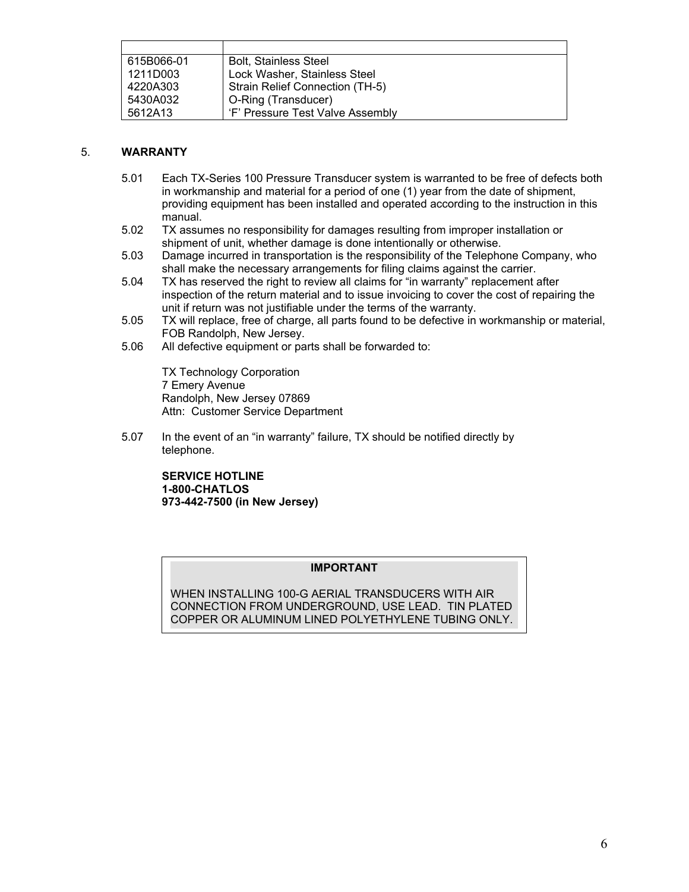| | |
|---|---|
| 615B066-01 | Bolt, Stainless Steel |
| 1211D003 | Lock Washer, Stainless Steel |
| 4220A303 | Strain Relief Connection (TH-5) |
| 5430A032 | O-Ring (Transducer) |
| 5612A13 | 'F' Pressure Test Valve Assembly |

5. **WARRANTY**

5.01 Each TX-Series 100 Pressure Transducer system is warranted to be free of defects both in workmanship and material for a period of one (1) year from the date of shipment, providing equipment has been installed and operated according to the instruction in this manual.

5.02 TX assumes no responsibility for damages resulting from improper installation or shipment of unit, whether damage is done intentionally or otherwise.

5.03 Damage incurred in transportation is the responsibility of the Telephone Company, who shall make the necessary arrangements for filing claims against the carrier.

5.04 TX has reserved the right to review all claims for "in warranty" replacement after inspection of the return material and to issue invoicing to cover the cost of repairing the unit if return was not justifiable under the terms of the warranty.

5.05 TX will replace, free of charge, all parts found to be defective in workmanship or material, FOB Randolph, New Jersey.

5.06 All defective equipment or parts shall be forwarded to:

TX Technology Corporation
7 Emery Avenue
Randolph, New Jersey 07869
Attn: Customer Service Department

5.07 In the event of an "in warranty" failure, TX should be notified directly by telephone.

**SERVICE HOTLINE**
**1-800-CHATLOS**
**973-442-7500 (in New Jersey)**

**IMPORTANT**

WHEN INSTALLING 100-G AERIAL TRANSDUCERS WITH AIR CONNECTION FROM UNDERGROUND, USE LEAD. TIN PLATED COPPER OR ALUMINUM LINED POLYETHYLENE TUBING ONLY.